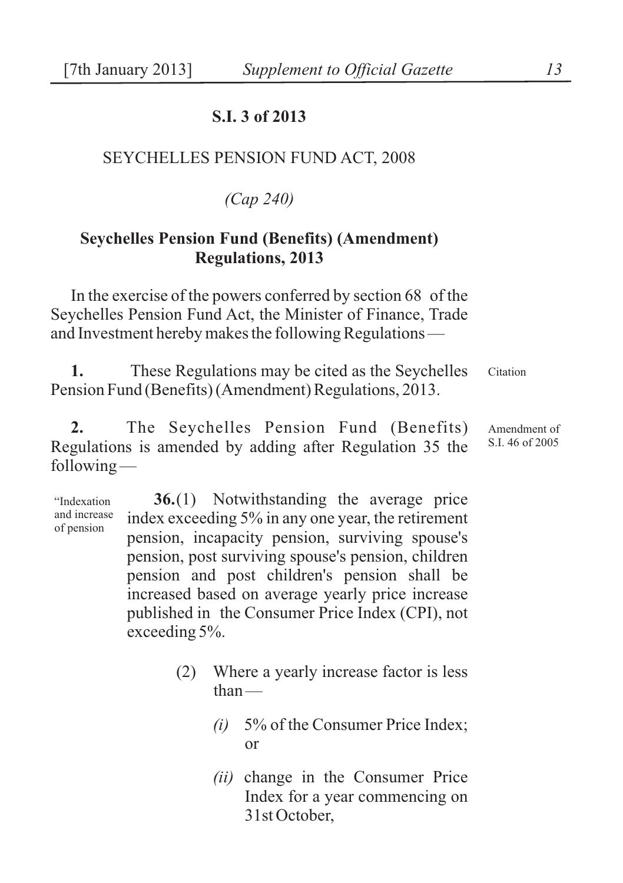**S.I. 3 of 2013**

SEYCHELLES PENSION FUND ACT, 2008

*(Cap 240)*

**Seychelles Pension Fund (Benefits) (Amendment) Regulations, 2013**

In the exercise of the powers conferred by section 68 of the Seychelles Pension Fund Act, the Minister of Finance, Trade and Investment hereby makes the following Regulations —

Citation

**1.** These Regulations may be cited as the Seychelles Pension Fund (Benefits) (Amendment) Regulations, 2013.

Amendment of S.I. 46 of 2005

**2.** The Seychelles Pension Fund (Benefits) Regulations is amended by adding after Regulation 35 the following —

"Indexation and increase of pension

**36.**(1) Notwithstanding the average price index exceeding 5% in any one year, the retirement pension, incapacity pension, surviving spouse's pension, post surviving spouse's pension, children pension and post children's pension shall be increased based on average yearly price increase published in the Consumer Price Index (CPI), not exceeding 5%.

(2) Where a yearly increase factor is less than —

*(i)* 5% of the Consumer Price Index; or

*(ii)* change in the Consumer Price Index for a year commencing on 31st October,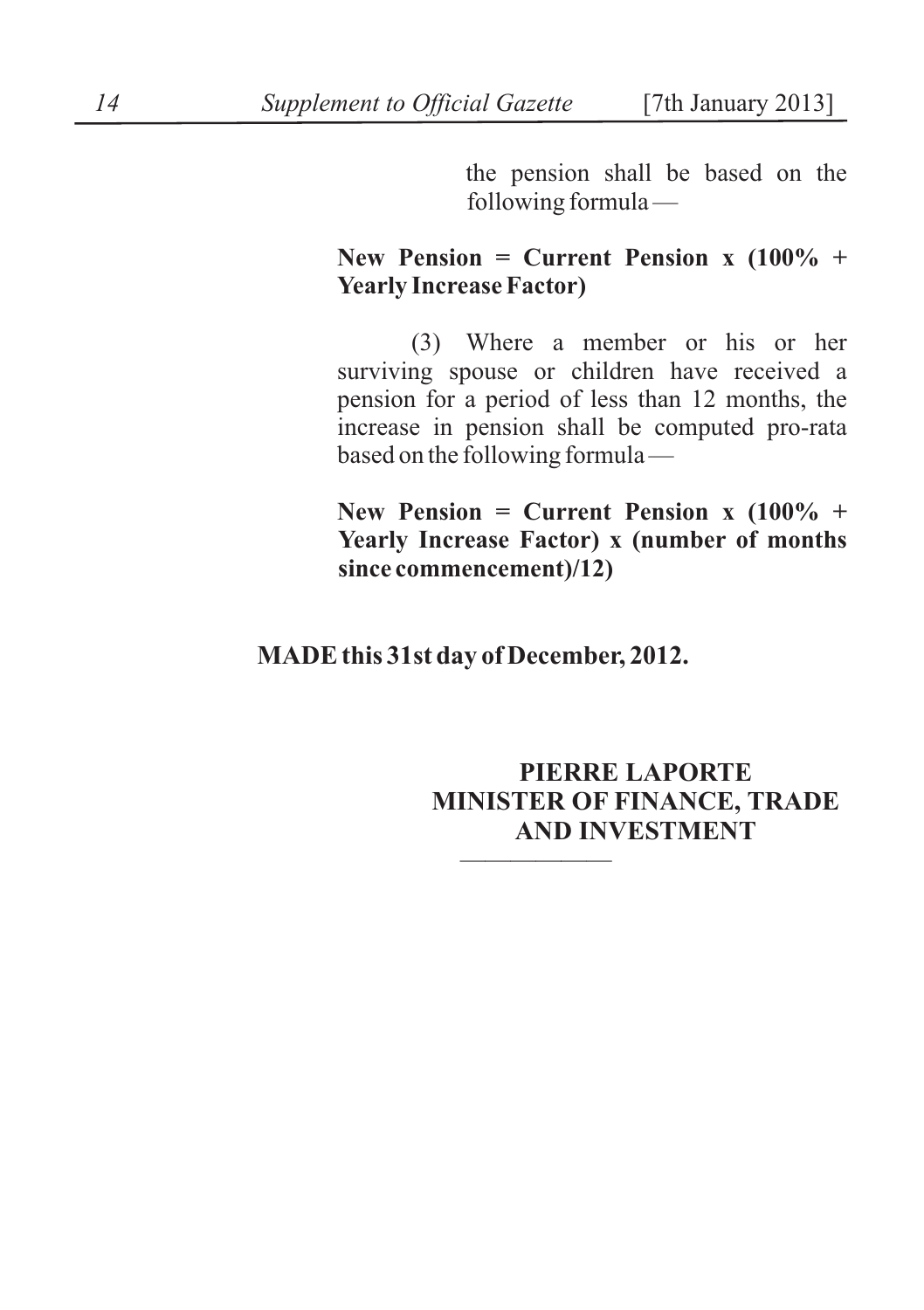the pension shall be based on the following formula —

**New Pension = Current Pension x (100% + Yearly Increase Factor)**

(3) Where a member or his or her surviving spouse or children have received a pension for a period of less than 12 months, the increase in pension shall be computed pro-rata based on the following formula —

**New Pension = Current Pension x (100% + Yearly Increase Factor) x (number of months since commencement)/12)**

**MADE this 31st day of December, 2012.**

**PIERRE LAPORTE**
**MINISTER OF FINANCE, TRADE AND INVESTMENT**